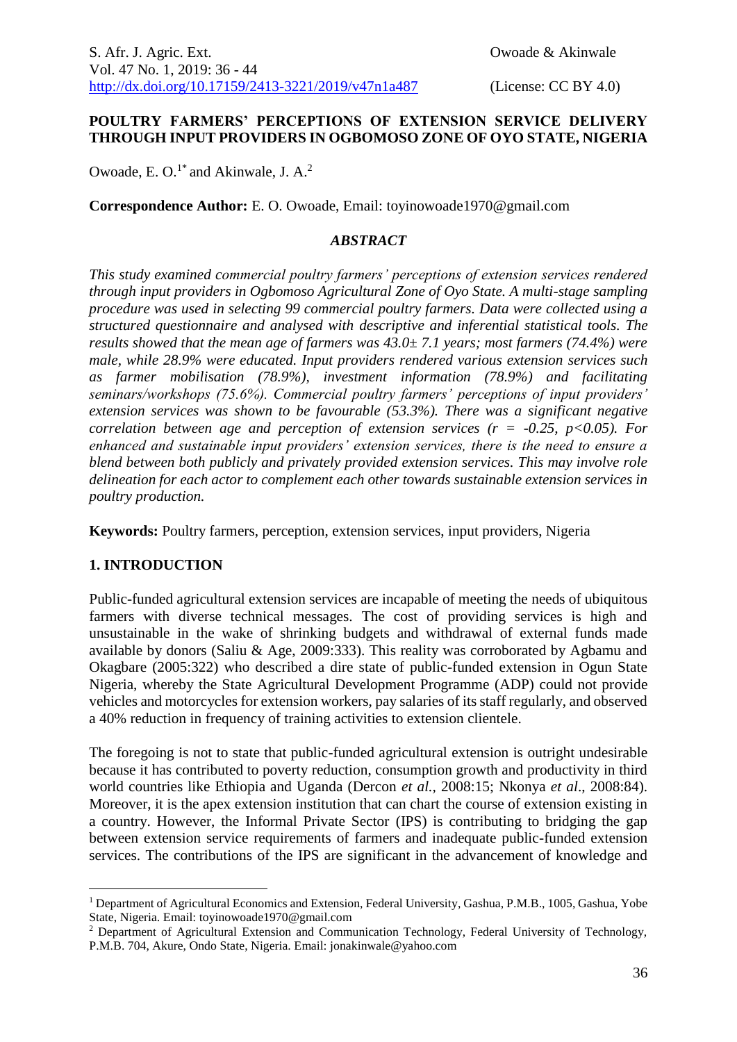# POULTRY FARMERS' PERCEPTIONS OF EXTENSION SERVICE DELIVERY THROUGH INPUT PROVIDERS IN OGBOMOSO ZONE OF OYO STATE, NIGERIA

Owoade, E. O.[1*] and Akinwale, J. A.[2]

**Correspondence Author:** E. O. Owoade, Email: toyinowoade1970@gmail.com

## *ABSTRACT*

*This study examined commercial poultry farmers' perceptions of extension services rendered through input providers in Ogbomoso Agricultural Zone of Oyo State. A multi-stage sampling procedure was used in selecting 99 commercial poultry farmers. Data were collected using a structured questionnaire and analysed with descriptive and inferential statistical tools. The results showed that the mean age of farmers was 43.0± 7.1 years; most farmers (74.4%) were male, while 28.9% were educated. Input providers rendered various extension services such as farmer mobilisation (78.9%), investment information (78.9%) and facilitating seminars/workshops (75.6%). Commercial poultry farmers' perceptions of input providers' extension services was shown to be favourable (53.3%). There was a significant negative correlation between age and perception of extension services ($r = -0.25$, $p<0.05$). For enhanced and sustainable input providers' extension services, there is the need to ensure a blend between both publicly and privately provided extension services. This may involve role delineation for each actor to complement each other towards sustainable extension services in poultry production.*

**Keywords:** Poultry farmers, perception, extension services, input providers, Nigeria

## 1. INTRODUCTION

Public-funded agricultural extension services are incapable of meeting the needs of ubiquitous farmers with diverse technical messages. The cost of providing services is high and unsustainable in the wake of shrinking budgets and withdrawal of external funds made available by donors (Saliu & Age, 2009:333). This reality was corroborated by Agbamu and Okagbare (2005:322) who described a dire state of public-funded extension in Ogun State Nigeria, whereby the State Agricultural Development Programme (ADP) could not provide vehicles and motorcycles for extension workers, pay salaries of its staff regularly, and observed a 40% reduction in frequency of training activities to extension clientele.

The foregoing is not to state that public-funded agricultural extension is outright undesirable because it has contributed to poverty reduction, consumption growth and productivity in third world countries like Ethiopia and Uganda (Dercon *et al.,* 2008:15; Nkonya *et al*., 2008:84). Moreover, it is the apex extension institution that can chart the course of extension existing in a country. However, the Informal Private Sector (IPS) is contributing to bridging the gap between extension service requirements of farmers and inadequate public-funded extension services. The contributions of the IPS are significant in the advancement of knowledge and

---

[1] Department of Agricultural Economics and Extension, Federal University, Gashua, P.M.B., 1005, Gashua, Yobe State, Nigeria. Email: toyinowoade1970@gmail.com

[2] Department of Agricultural Extension and Communication Technology, Federal University of Technology, P.M.B. 704, Akure, Ondo State, Nigeria. Email: jonakinwale@yahoo.com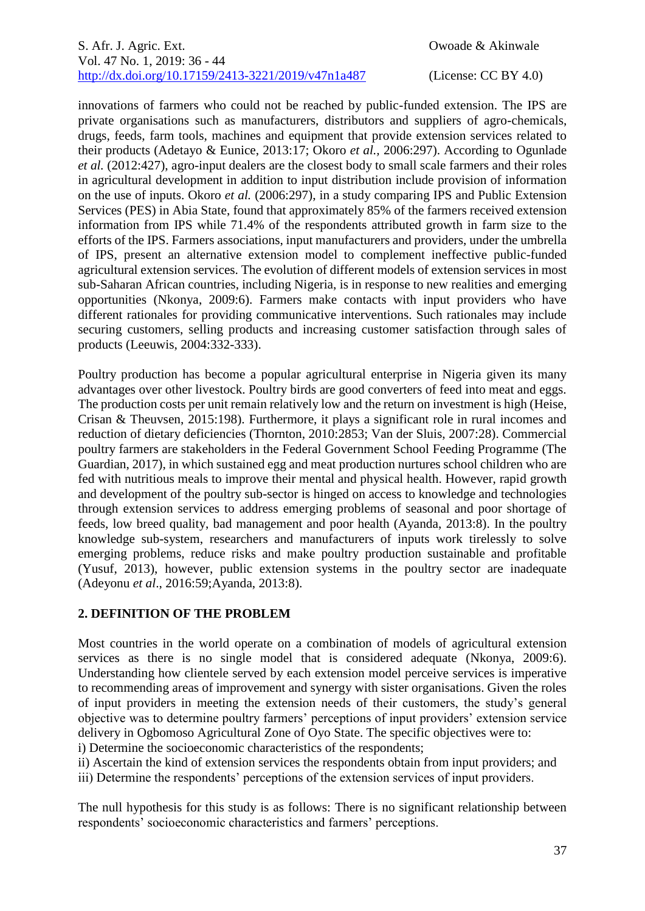innovations of farmers who could not be reached by public-funded extension. The IPS are private organisations such as manufacturers, distributors and suppliers of agro-chemicals, drugs, feeds, farm tools, machines and equipment that provide extension services related to their products (Adetayo & Eunice, 2013:17; Okoro *et al.*, 2006:297). According to Ogunlade *et al.* (2012:427), agro-input dealers are the closest body to small scale farmers and their roles in agricultural development in addition to input distribution include provision of information on the use of inputs. Okoro *et al.* (2006:297), in a study comparing IPS and Public Extension Services (PES) in Abia State, found that approximately 85% of the farmers received extension information from IPS while 71.4% of the respondents attributed growth in farm size to the efforts of the IPS. Farmers associations, input manufacturers and providers, under the umbrella of IPS, present an alternative extension model to complement ineffective public-funded agricultural extension services. The evolution of different models of extension services in most sub-Saharan African countries, including Nigeria, is in response to new realities and emerging opportunities (Nkonya, 2009:6). Farmers make contacts with input providers who have different rationales for providing communicative interventions. Such rationales may include securing customers, selling products and increasing customer satisfaction through sales of products (Leeuwis, 2004:332-333).

Poultry production has become a popular agricultural enterprise in Nigeria given its many advantages over other livestock. Poultry birds are good converters of feed into meat and eggs. The production costs per unit remain relatively low and the return on investment is high (Heise, Crisan & Theuvsen, 2015:198). Furthermore, it plays a significant role in rural incomes and reduction of dietary deficiencies (Thornton, 2010:2853; Van der Sluis, 2007:28). Commercial poultry farmers are stakeholders in the Federal Government School Feeding Programme (The Guardian, 2017), in which sustained egg and meat production nurtures school children who are fed with nutritious meals to improve their mental and physical health. However, rapid growth and development of the poultry sub-sector is hinged on access to knowledge and technologies through extension services to address emerging problems of seasonal and poor shortage of feeds, low breed quality, bad management and poor health (Ayanda, 2013:8). In the poultry knowledge sub-system, researchers and manufacturers of inputs work tirelessly to solve emerging problems, reduce risks and make poultry production sustainable and profitable (Yusuf, 2013), however, public extension systems in the poultry sector are inadequate (Adeyonu *et al*., 2016:59;Ayanda, 2013:8).

## 2. DEFINITION OF THE PROBLEM

Most countries in the world operate on a combination of models of agricultural extension services as there is no single model that is considered adequate (Nkonya, 2009:6). Understanding how clientele served by each extension model perceive services is imperative to recommending areas of improvement and synergy with sister organisations. Given the roles of input providers in meeting the extension needs of their customers, the study's general objective was to determine poultry farmers' perceptions of input providers' extension service delivery in Ogbomoso Agricultural Zone of Oyo State. The specific objectives were to:

i) Determine the socioeconomic characteristics of the respondents;
ii) Ascertain the kind of extension services the respondents obtain from input providers; and
iii) Determine the respondents' perceptions of the extension services of input providers.

The null hypothesis for this study is as follows: There is no significant relationship between respondents' socioeconomic characteristics and farmers' perceptions.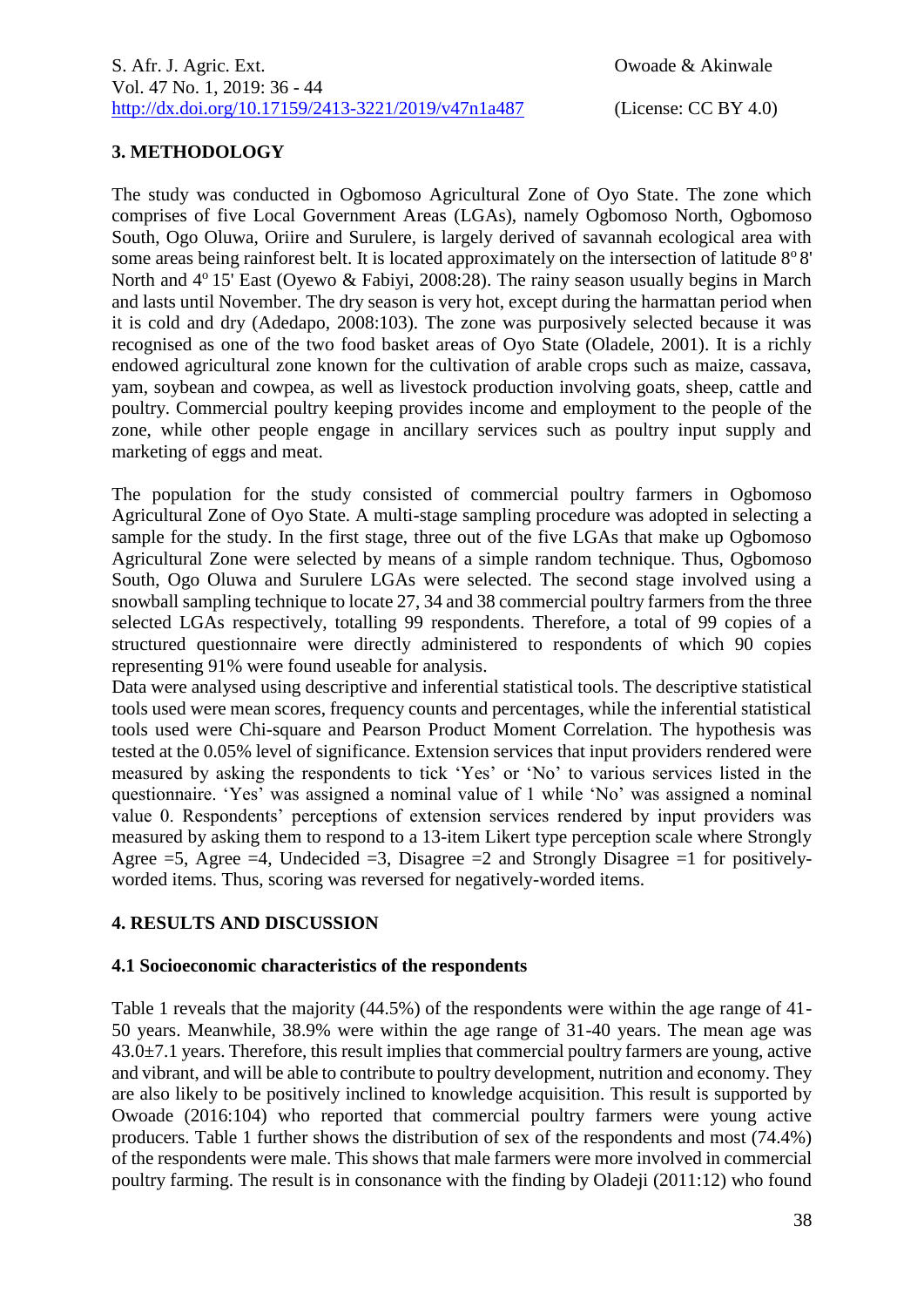## 3. METHODOLOGY

The study was conducted in Ogbomoso Agricultural Zone of Oyo State. The zone which comprises of five Local Government Areas (LGAs), namely Ogbomoso North, Ogbomoso South, Ogo Oluwa, Oriire and Surulere, is largely derived of savannah ecological area with some areas being rainforest belt. It is located approximately on the intersection of latitude $8^o$ 8' North and $4^o$ 15' East (Oyewo & Fabiyi, 2008:28). The rainy season usually begins in March and lasts until November. The dry season is very hot, except during the harmattan period when it is cold and dry (Adedapo, 2008:103). The zone was purposively selected because it was recognised as one of the two food basket areas of Oyo State (Oladele, 2001). It is a richly endowed agricultural zone known for the cultivation of arable crops such as maize, cassava, yam, soybean and cowpea, as well as livestock production involving goats, sheep, cattle and poultry. Commercial poultry keeping provides income and employment to the people of the zone, while other people engage in ancillary services such as poultry input supply and marketing of eggs and meat.

The population for the study consisted of commercial poultry farmers in Ogbomoso Agricultural Zone of Oyo State. A multi-stage sampling procedure was adopted in selecting a sample for the study. In the first stage, three out of the five LGAs that make up Ogbomoso Agricultural Zone were selected by means of a simple random technique. Thus, Ogbomoso South, Ogo Oluwa and Surulere LGAs were selected. The second stage involved using a snowball sampling technique to locate 27, 34 and 38 commercial poultry farmers from the three selected LGAs respectively, totalling 99 respondents. Therefore, a total of 99 copies of a structured questionnaire were directly administered to respondents of which 90 copies representing 91% were found useable for analysis.

Data were analysed using descriptive and inferential statistical tools. The descriptive statistical tools used were mean scores, frequency counts and percentages, while the inferential statistical tools used were Chi-square and Pearson Product Moment Correlation. The hypothesis was tested at the 0.05% level of significance. Extension services that input providers rendered were measured by asking the respondents to tick 'Yes' or 'No' to various services listed in the questionnaire. 'Yes' was assigned a nominal value of 1 while 'No' was assigned a nominal value 0. Respondents' perceptions of extension services rendered by input providers was measured by asking them to respond to a 13-item Likert type perception scale where Strongly Agree =5, Agree =4, Undecided =3, Disagree =2 and Strongly Disagree =1 for positively-worded items. Thus, scoring was reversed for negatively-worded items.

## 4. RESULTS AND DISCUSSION

### 4.1 Socioeconomic characteristics of the respondents

Table 1 reveals that the majority (44.5%) of the respondents were within the age range of 41-50 years. Meanwhile, 38.9% were within the age range of 31-40 years. The mean age was $43.0 \pm 7.1$ years. Therefore, this result implies that commercial poultry farmers are young, active and vibrant, and will be able to contribute to poultry development, nutrition and economy. They are also likely to be positively inclined to knowledge acquisition. This result is supported by Owoade (2016:104) who reported that commercial poultry farmers were young active producers. Table 1 further shows the distribution of sex of the respondents and most (74.4%) of the respondents were male. This shows that male farmers were more involved in commercial poultry farming. The result is in consonance with the finding by Oladeji (2011:12) who found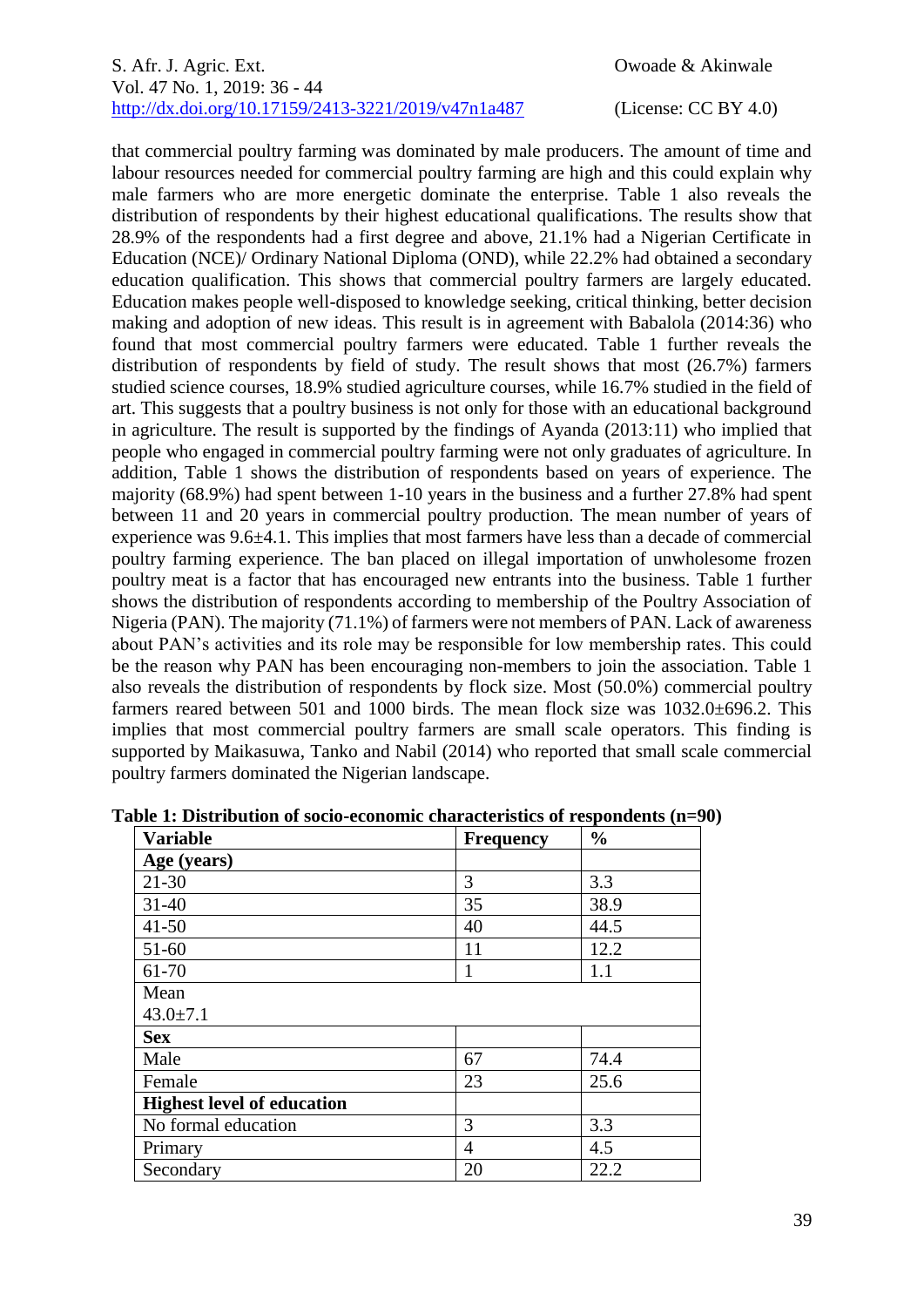that commercial poultry farming was dominated by male producers. The amount of time and labour resources needed for commercial poultry farming are high and this could explain why male farmers who are more energetic dominate the enterprise. Table 1 also reveals the distribution of respondents by their highest educational qualifications. The results show that 28.9% of the respondents had a first degree and above, 21.1% had a Nigerian Certificate in Education (NCE)/ Ordinary National Diploma (OND), while 22.2% had obtained a secondary education qualification. This shows that commercial poultry farmers are largely educated. Education makes people well-disposed to knowledge seeking, critical thinking, better decision making and adoption of new ideas. This result is in agreement with Babalola (2014:36) who found that most commercial poultry farmers were educated. Table 1 further reveals the distribution of respondents by field of study. The result shows that most (26.7%) farmers studied science courses, 18.9% studied agriculture courses, while 16.7% studied in the field of art. This suggests that a poultry business is not only for those with an educational background in agriculture. The result is supported by the findings of Ayanda (2013:11) who implied that people who engaged in commercial poultry farming were not only graduates of agriculture. In addition, Table 1 shows the distribution of respondents based on years of experience. The majority (68.9%) had spent between 1-10 years in the business and a further 27.8% had spent between 11 and 20 years in commercial poultry production. The mean number of years of experience was 9.6±4.1. This implies that most farmers have less than a decade of commercial poultry farming experience. The ban placed on illegal importation of unwholesome frozen poultry meat is a factor that has encouraged new entrants into the business. Table 1 further shows the distribution of respondents according to membership of the Poultry Association of Nigeria (PAN). The majority (71.1%) of farmers were not members of PAN. Lack of awareness about PAN's activities and its role may be responsible for low membership rates. This could be the reason why PAN has been encouraging non-members to join the association. Table 1 also reveals the distribution of respondents by flock size. Most (50.0%) commercial poultry farmers reared between 501 and 1000 birds. The mean flock size was 1032.0±696.2. This implies that most commercial poultry farmers are small scale operators. This finding is supported by Maikasuwa, Tanko and Nabil (2014) who reported that small scale commercial poultry farmers dominated the Nigerian landscape.

**Table 1: Distribution of socio-economic characteristics of respondents (n=90)**

| Variable | Frequency | % |
|---|---|---|
| **Age (years)** | | |
| 21-30 | 3 | 3.3 |
| 31-40 | 35 | 38.9 |
| 41-50 | 40 | 44.5 |
| 51-60 | 11 | 12.2 |
| 61-70 | 1 | 1.1 |
| Mean 43.0±7.1 | | |
| **Sex** | | |
| Male | 67 | 74.4 |
| Female | 23 | 25.6 |
| **Highest level of education** | | |
| No formal education | 3 | 3.3 |
| Primary | 4 | 4.5 |
| Secondary | 20 | 22.2 |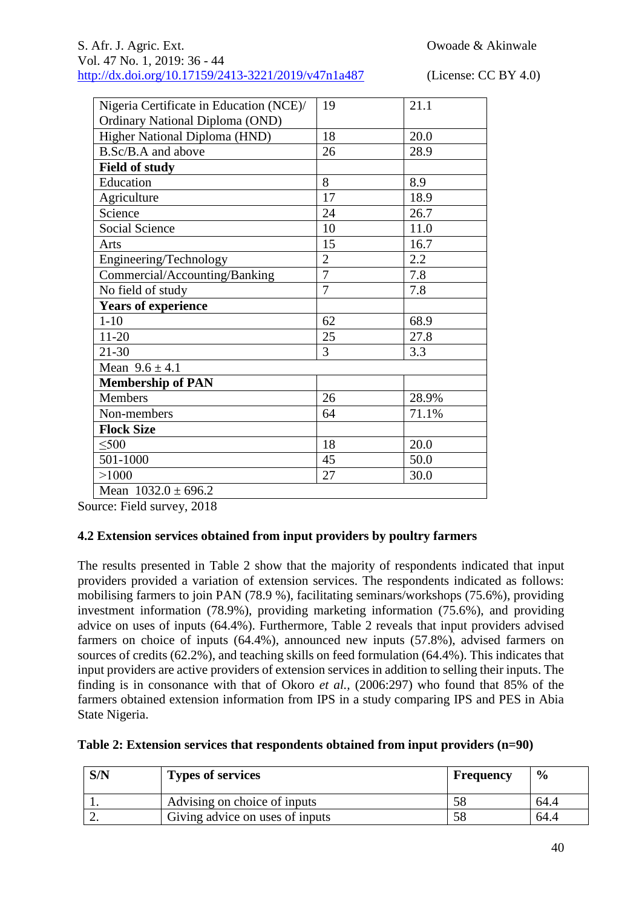| | | |
|---|---|---|
| Nigeria Certificate in Education (NCE)/ Ordinary National Diploma (OND) | 19 | 21.1 |
| Higher National Diploma (HND) | 18 | 20.0 |
| B.Sc/B.A and above | 26 | 28.9 |
| **Field of study** | | |
| Education | 8 | 8.9 |
| Agriculture | 17 | 18.9 |
| Science | 24 | 26.7 |
| Social Science | 10 | 11.0 |
| Arts | 15 | 16.7 |
| Engineering/Technology | 2 | 2.2 |
| Commercial/Accounting/Banking | 7 | 7.8 |
| No field of study | 7 | 7.8 |
| **Years of experience** | | |
| 1-10 | 62 | 68.9 |
| 11-20 | 25 | 27.8 |
| 21-30 | 3 | 3.3 |
| Mean $9.6 \pm 4.1$ | | |
| **Membership of PAN** | | |
| Members | 26 | 28.9% |
| Non-members | 64 | 71.1% |
| **Flock Size** | | |
| $\leq$500 | 18 | 20.0 |
| 501-1000 | 45 | 50.0 |
| >1000 | 27 | 30.0 |
| Mean $1032.0 \pm 696.2$ | | |

Source: Field survey, 2018

### 4.2 Extension services obtained from input providers by poultry farmers

The results presented in Table 2 show that the majority of respondents indicated that input providers provided a variation of extension services. The respondents indicated as follows: mobilising farmers to join PAN (78.9 %), facilitating seminars/workshops (75.6%), providing investment information (78.9%), providing marketing information (75.6%), and providing advice on uses of inputs (64.4%). Furthermore, Table 2 reveals that input providers advised farmers on choice of inputs (64.4%), announced new inputs (57.8%), advised farmers on sources of credits (62.2%), and teaching skills on feed formulation (64.4%). This indicates that input providers are active providers of extension services in addition to selling their inputs. The finding is in consonance with that of Okoro *et al.*, (2006:297) who found that 85% of the farmers obtained extension information from IPS in a study comparing IPS and PES in Abia State Nigeria.

**Table 2: Extension services that respondents obtained from input providers (n=90)**

| S/N | Types of services | Frequency | % |
|---|---|---|---|
| 1. | Advising on choice of inputs | 58 | 64.4 |
| 2. | Giving advice on uses of inputs | 58 | 64.4 |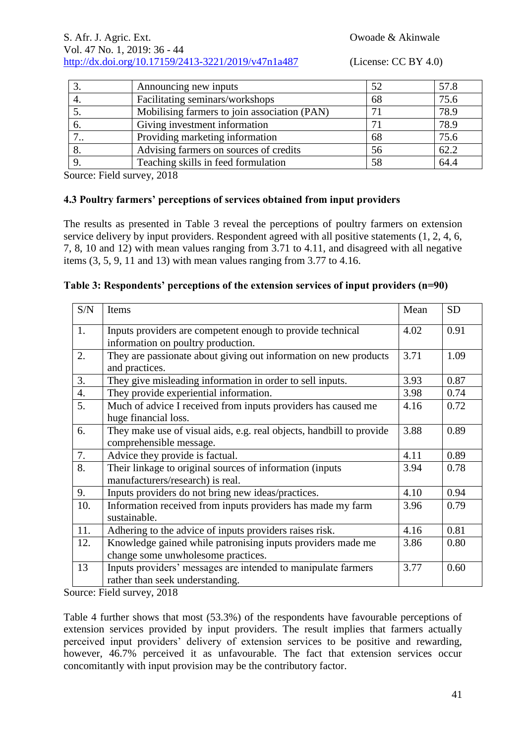| 3. | Announcing new inputs | 52 | 57.8 |
|---|---|---|---|
| 4. | Facilitating seminars/workshops | 68 | 75.6 |
| 5. | Mobilising farmers to join association (PAN) | 71 | 78.9 |
| 6. | Giving investment information | 71 | 78.9 |
| 7.. | Providing marketing information | 68 | 75.6 |
| 8. | Advising farmers on sources of credits | 56 | 62.2 |
| 9. | Teaching skills in feed formulation | 58 | 64.4 |

Source: Field survey, 2018

### 4.3 Poultry farmers' perceptions of services obtained from input providers

The results as presented in Table 3 reveal the perceptions of poultry farmers on extension service delivery by input providers. Respondent agreed with all positive statements (1, 2, 4, 6, 7, 8, 10 and 12) with mean values ranging from 3.71 to 4.11, and disagreed with all negative items (3, 5, 9, 11 and 13) with mean values ranging from 3.77 to 4.16.

**Table 3: Respondents' perceptions of the extension services of input providers (n=90)**

| S/N | Items | Mean | SD |
|---|---|---|---|
| 1. | Inputs providers are competent enough to provide technical information on poultry production. | 4.02 | 0.91 |
| 2. | They are passionate about giving out information on new products and practices. | 3.71 | 1.09 |
| 3. | They give misleading information in order to sell inputs. | 3.93 | 0.87 |
| 4. | They provide experiential information. | 3.98 | 0.74 |
| 5. | Much of advice I received from inputs providers has caused me huge financial loss. | 4.16 | 0.72 |
| 6. | They make use of visual aids, e.g. real objects, handbill to provide comprehensible message. | 3.88 | 0.89 |
| 7. | Advice they provide is factual. | 4.11 | 0.89 |
| 8. | Their linkage to original sources of information (inputs manufacturers/research) is real. | 3.94 | 0.78 |
| 9. | Inputs providers do not bring new ideas/practices. | 4.10 | 0.94 |
| 10. | Information received from inputs providers has made my farm sustainable. | 3.96 | 0.79 |
| 11. | Adhering to the advice of inputs providers raises risk. | 4.16 | 0.81 |
| 12. | Knowledge gained while patronising inputs providers made me change some unwholesome practices. | 3.86 | 0.80 |
| 13 | Inputs providers' messages are intended to manipulate farmers rather than seek understanding. | 3.77 | 0.60 |

Source: Field survey, 2018

Table 4 further shows that most (53.3%) of the respondents have favourable perceptions of extension services provided by input providers. The result implies that farmers actually perceived input providers' delivery of extension services to be positive and rewarding, however, 46.7% perceived it as unfavourable. The fact that extension services occur concomitantly with input provision may be the contributory factor.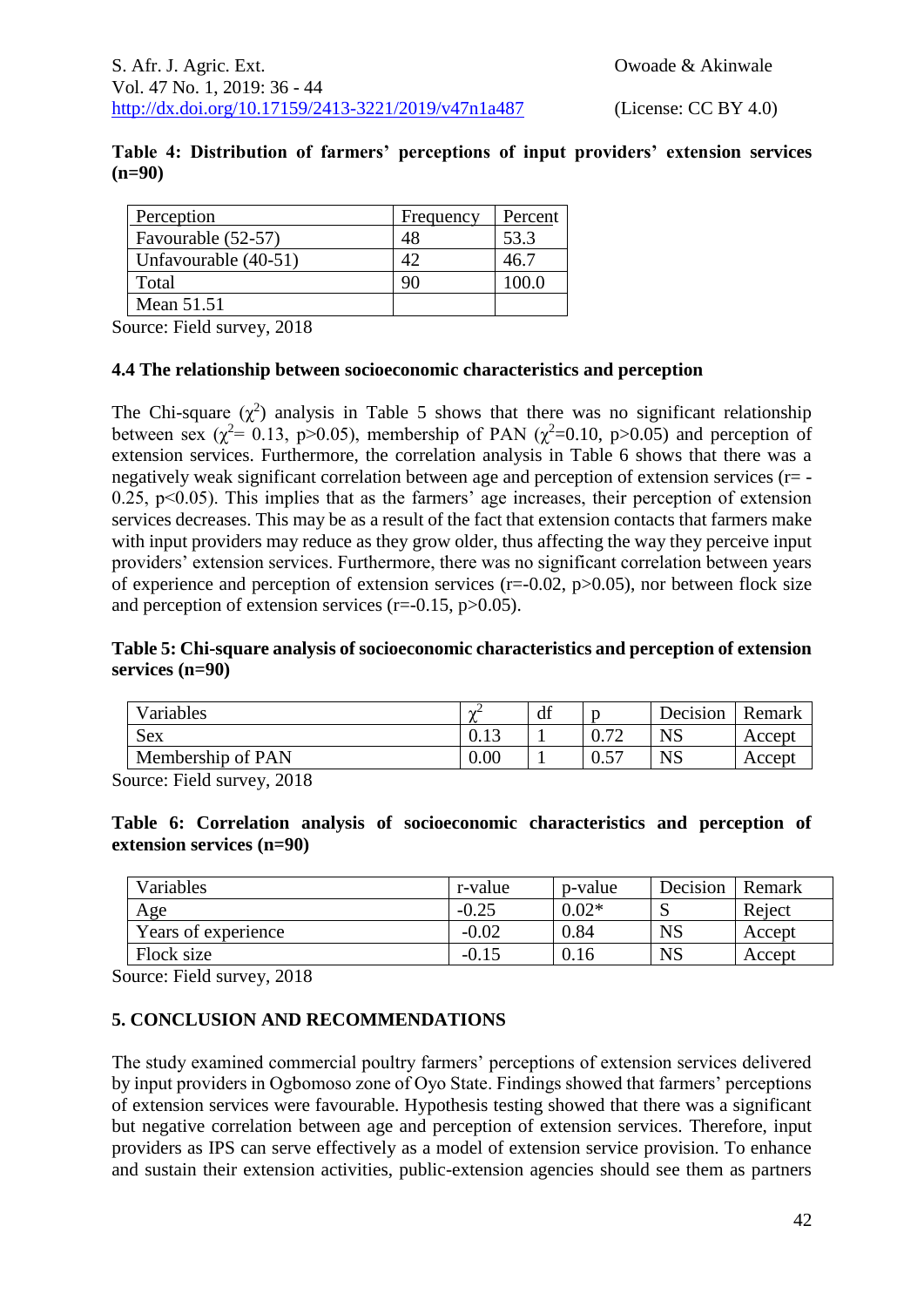**Table 4: Distribution of farmers' perceptions of input providers' extension services (n=90)**

| Perception | Frequency | Percent |
|---|---|---|
| Favourable (52-57) | 48 | 53.3 |
| Unfavourable (40-51) | 42 | 46.7 |
| Total | 90 | 100.0 |
| Mean 51.51 | | |

Source: Field survey, 2018

### 4.4 The relationship between socioeconomic characteristics and perception

The Chi-square ($\chi^2$) analysis in Table 5 shows that there was no significant relationship between sex ($\chi^2$= 0.13, p>0.05), membership of PAN ($\chi^2$=0.10, p>0.05) and perception of extension services. Furthermore, the correlation analysis in Table 6 shows that there was a negatively weak significant correlation between age and perception of extension services (r= -0.25, p<0.05). This implies that as the farmers' age increases, their perception of extension services decreases. This may be as a result of the fact that extension contacts that farmers make with input providers may reduce as they grow older, thus affecting the way they perceive input providers' extension services. Furthermore, there was no significant correlation between years of experience and perception of extension services (r=-0.02, p>0.05), nor between flock size and perception of extension services (r=-0.15, p>0.05).

**Table 5: Chi-square analysis of socioeconomic characteristics and perception of extension services (n=90)**

| Variables | $\chi^2$ | df | p | Decision | Remark |
|---|---|---|---|---|---|
| Sex | 0.13 | 1 | 0.72 | NS | Accept |
| Membership of PAN | 0.00 | 1 | 0.57 | NS | Accept |

Source: Field survey, 2018

**Table 6: Correlation analysis of socioeconomic characteristics and perception of extension services (n=90)**

| Variables | r-value | p-value | Decision | Remark |
|---|---|---|---|---|
| Age | -0.25 | 0.02* | S | Reject |
| Years of experience | -0.02 | 0.84 | NS | Accept |
| Flock size | -0.15 | 0.16 | NS | Accept |

Source: Field survey, 2018

## 5. CONCLUSION AND RECOMMENDATIONS

The study examined commercial poultry farmers' perceptions of extension services delivered by input providers in Ogbomoso zone of Oyo State. Findings showed that farmers' perceptions of extension services were favourable. Hypothesis testing showed that there was a significant but negative correlation between age and perception of extension services. Therefore, input providers as IPS can serve effectively as a model of extension service provision. To enhance and sustain their extension activities, public-extension agencies should see them as partners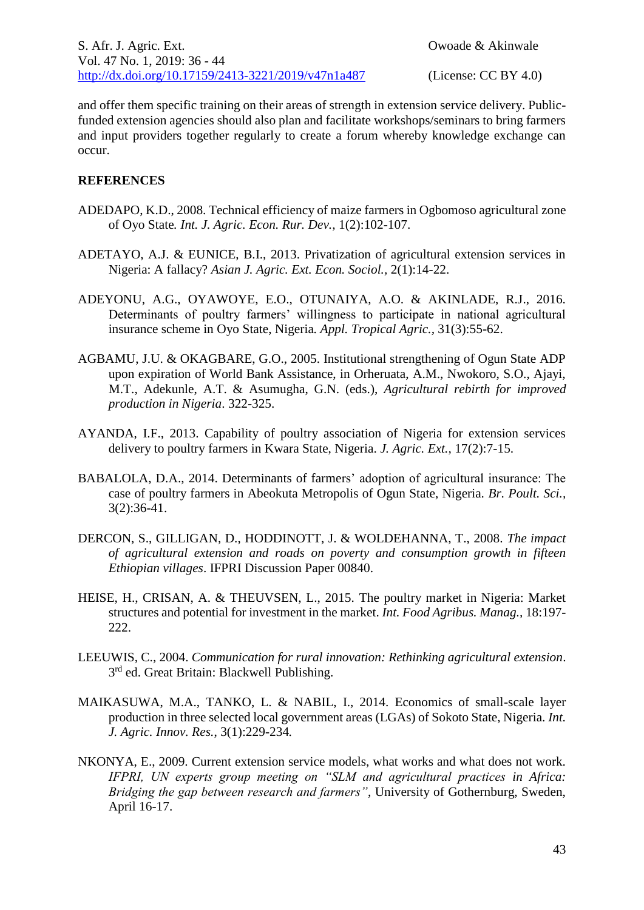and offer them specific training on their areas of strength in extension service delivery. Public-funded extension agencies should also plan and facilitate workshops/seminars to bring farmers and input providers together regularly to create a forum whereby knowledge exchange can occur.

## REFERENCES

ADEDAPO, K.D., 2008. Technical efficiency of maize farmers in Ogbomoso agricultural zone of Oyo State. *Int. J. Agric. Econ. Rur. Dev.*, 1(2):102-107.

ADETAYO, A.J. & EUNICE, B.I., 2013. Privatization of agricultural extension services in Nigeria: A fallacy? *Asian J. Agric. Ext. Econ. Sociol.*, 2(1):14-22.

ADEYONU, A.G., OYAWOYE, E.O., OTUNAIYA, A.O. & AKINLADE, R.J., 2016. Determinants of poultry farmers' willingness to participate in national agricultural insurance scheme in Oyo State, Nigeria. *Appl. Tropical Agric.*, 31(3):55-62.

AGBAMU, J.U. & OKAGBARE, G.O., 2005. Institutional strengthening of Ogun State ADP upon expiration of World Bank Assistance, in Orheruata, A.M., Nwokoro, S.O., Ajayi, M.T., Adekunle, A.T. & Asumugha, G.N. (eds.), *Agricultural rebirth for improved production in Nigeria*. 322-325.

AYANDA, I.F., 2013. Capability of poultry association of Nigeria for extension services delivery to poultry farmers in Kwara State, Nigeria. *J. Agric. Ext.*, 17(2):7-15.

BABALOLA, D.A., 2014. Determinants of farmers' adoption of agricultural insurance: The case of poultry farmers in Abeokuta Metropolis of Ogun State, Nigeria. *Br. Poult. Sci.*, 3(2):36-41.

DERCON, S., GILLIGAN, D., HODDINOTT, J. & WOLDEHANNA, T., 2008. *The impact of agricultural extension and roads on poverty and consumption growth in fifteen Ethiopian villages*. IFPRI Discussion Paper 00840.

HEISE, H., CRISAN, A. & THEUVSEN, L., 2015. The poultry market in Nigeria: Market structures and potential for investment in the market. *Int. Food Agribus. Manag.*, 18:197-222.

LEEUWIS, C., 2004. *Communication for rural innovation: Rethinking agricultural extension*. 3rd ed. Great Britain: Blackwell Publishing.

MAIKASUWA, M.A., TANKO, L. & NABIL, I., 2014. Economics of small-scale layer production in three selected local government areas (LGAs) of Sokoto State, Nigeria. *Int. J. Agric. Innov. Res.*, 3(1):229-234.

NKONYA, E., 2009. Current extension service models, what works and what does not work. *IFPRI, UN experts group meeting on "SLM and agricultural practices in Africa: Bridging the gap between research and farmers"*, University of Gothernburg, Sweden, April 16-17.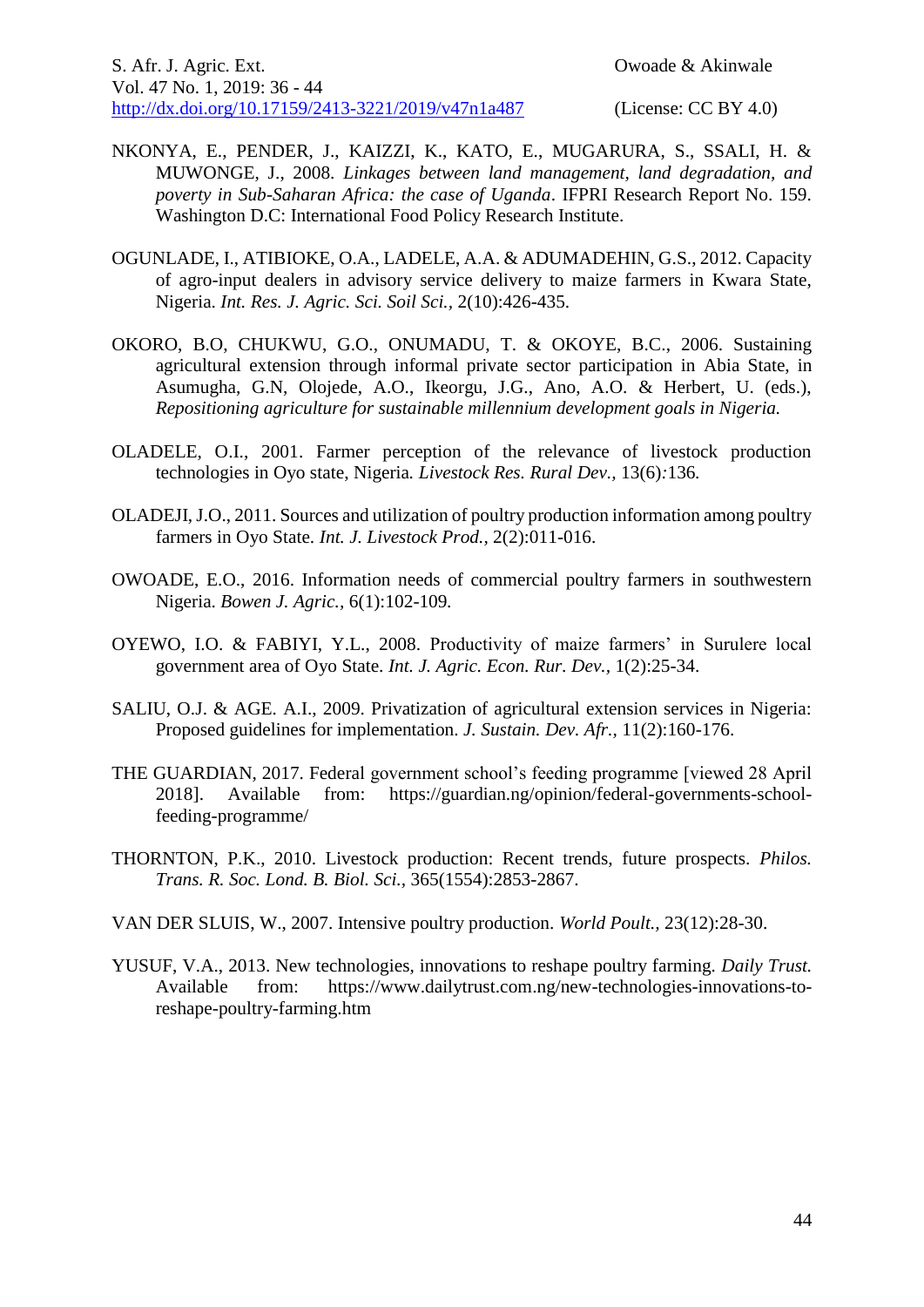NKONYA, E., PENDER, J., KAIZZI, K., KATO, E., MUGARURA, S., SSALI, H. & MUWONGE, J., 2008. *Linkages between land management, land degradation, and poverty in Sub-Saharan Africa: the case of Uganda*. IFPRI Research Report No. 159. Washington D.C: International Food Policy Research Institute.

OGUNLADE, I., ATIBIOKE, O.A., LADELE, A.A. & ADUMADEHIN, G.S., 2012. Capacity of agro-input dealers in advisory service delivery to maize farmers in Kwara State, Nigeria. *Int. Res. J. Agric. Sci. Soil Sci.,* 2(10):426-435.

OKORO, B.O, CHUKWU, G.O., ONUMADU, T. & OKOYE, B.C., 2006. Sustaining agricultural extension through informal private sector participation in Abia State, in Asumugha, G.N, Olojede, A.O., Ikeorgu, J.G., Ano, A.O. & Herbert, U. (eds.), *Repositioning agriculture for sustainable millennium development goals in Nigeria.*

OLADELE, O.I., 2001. Farmer perception of the relevance of livestock production technologies in Oyo state, Nigeria. *Livestock Res. Rural Dev.,* 13(6):136.

OLADEJI, J.O., 2011. Sources and utilization of poultry production information among poultry farmers in Oyo State. *Int. J. Livestock Prod.,* 2(2):011-016.

OWOADE, E.O., 2016. Information needs of commercial poultry farmers in southwestern Nigeria. *Bowen J. Agric.,* 6(1):102-109.

OYEWO, I.O. & FABIYI, Y.L., 2008. Productivity of maize farmers' in Surulere local government area of Oyo State. *Int. J. Agric. Econ. Rur. Dev.,* 1(2):25-34.

SALIU, O.J. & AGE. A.I., 2009. Privatization of agricultural extension services in Nigeria: Proposed guidelines for implementation. *J. Sustain. Dev. Afr.,* 11(2):160-176.

THE GUARDIAN, 2017. Federal government school's feeding programme [viewed 28 April 2018]. Available from: https://guardian.ng/opinion/federal-governments-school-feeding-programme/

THORNTON, P.K., 2010. Livestock production: Recent trends, future prospects. *Philos. Trans. R. Soc. Lond. B. Biol. Sci.,* 365(1554):2853-2867.

VAN DER SLUIS, W., 2007. Intensive poultry production. *World Poult.,* 23(12):28-30.

YUSUF, V.A., 2013. New technologies, innovations to reshape poultry farming. *Daily Trust.* Available from: https://www.dailytrust.com.ng/new-technologies-innovations-to-reshape-poultry-farming.htm